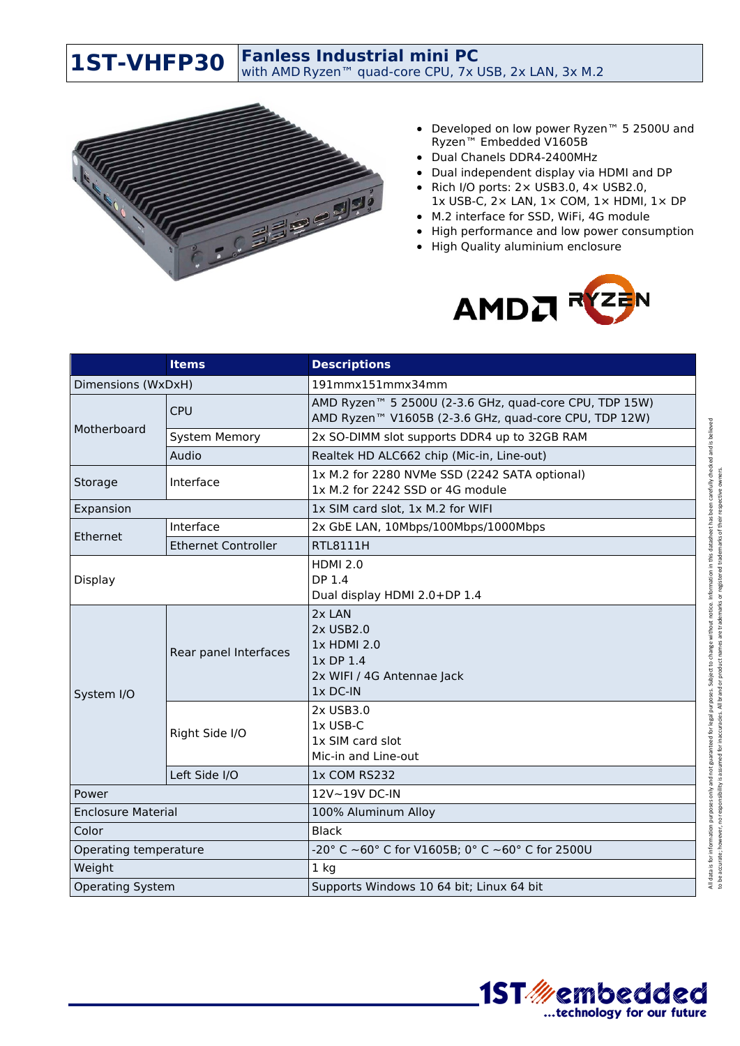# 1ST-VHFP30

## Fanless Industrial mini PC

with AMD Ryzen™ quad-core CPU, 7x USB, 2x LAN, 3x M.2

- Developed on low power Ryzen™ 5 2500U and Ryzen™ Embedded V1605B
- Dual Chanels DDR4-2400MHz
- Dual independent display via HDMI and DP
- Rich I/O ports: 2× USB3.0, 4× USB2.0, 1x USB-C, 2× LAN, 1× COM, 1× HDMI, 1× DP
- M.2 interface for SSD, WiFi, 4G module
- High performance and low power consumption
- High Quality aluminium enclosure

| | Items | Descriptions |
|---|---|---|
| Dimensions (WxDxH) | | 191mmx151mmx34mm |
| Motherboard | CPU | AMD Ryzen™ 5 2500U (2-3.6 GHz, quad-core CPU, TDP 15W)<br>AMD Ryzen™ V1605B (2-3.6 GHz, quad-core CPU, TDP 12W) |
| | System Memory | 2x SO-DIMM slot supports DDR4 up to 32GB RAM |
| | Audio | Realtek HD ALC662 chip (Mic-in, Line-out) |
| Storage | Interface | 1x M.2 for 2280 NVMe SSD (2242 SATA optional)<br>1x M.2 for 2242 SSD or 4G module |
| Expansion | | 1x SIM card slot, 1x M.2 for WIFI |
| Ethernet | Interface | 2x GbE LAN, 10Mbps/100Mbps/1000Mbps |
| | Ethernet Controller | RTL8111H |
| Display | | HDMI 2.0<br>DP 1.4<br>Dual display HDMI 2.0+DP 1.4 |
| System I/O | Rear panel Interfaces | 2x LAN<br>2x USB2.0<br>1x HDMI 2.0<br>1x DP 1.4<br>2x WIFI / 4G Antennae Jack<br>1x DC-IN |
| | Right Side I/O | 2x USB3.0<br>1x USB-C<br>1x SIM card slot<br>Mic-in and Line-out |
| | Left Side I/O | 1x COM RS232 |
| Power | | 12V~19V DC-IN |
| Enclosure Material | | 100% Aluminum Alloy |
| Color | | Black |
| Operating temperature | | -20° C ~60° C for V1605B; 0° C ~60° C for 2500U |
| Weight | | 1 kg |
| Operating System | | Supports Windows 10 64 bit; Linux 64 bit |

All data is for information purposes only and not guaranteed for legal purposes. Subject to change without notice. Information in this datasheet has been carefully checked and is believed to be accurate; however, no responsibility is assumed for inaccuracies. All brand or product names are trademarks or registered trademarks of their respective owners.

1ST embedded ...technology for our future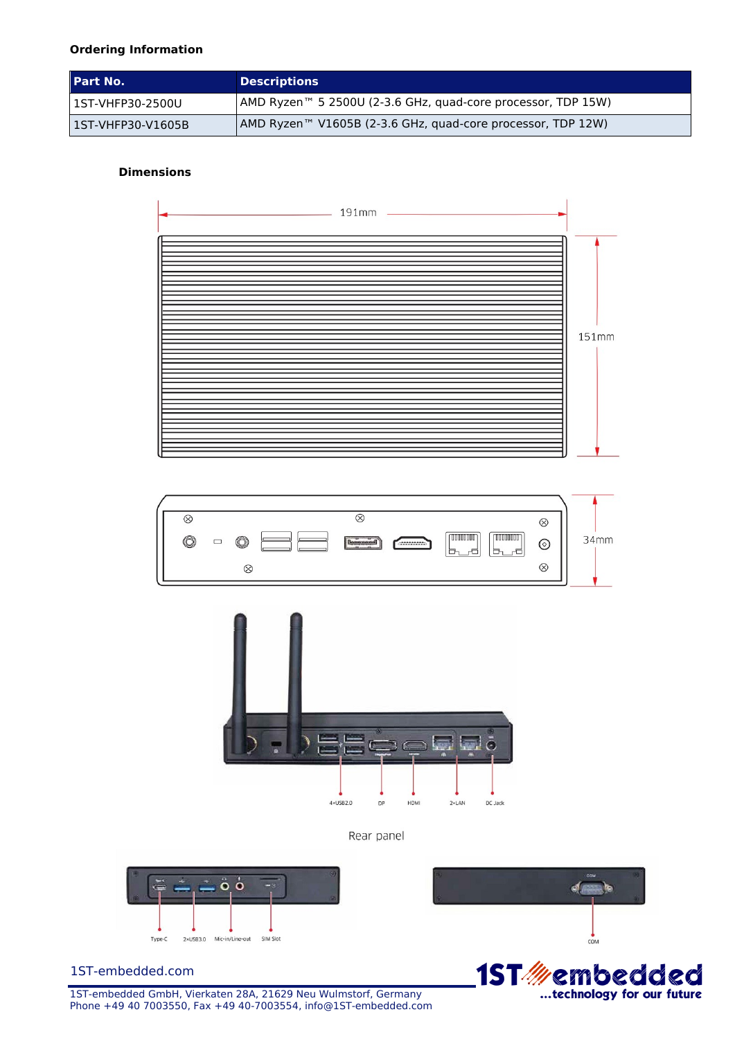**Ordering Information**

| Part No. | Descriptions |
|---|---|
| 1ST-VHFP30-2500U | AMD Ryzen™ 5 2500U (2-3.6 GHz, quad-core processor, TDP 15W) |
| 1ST-VHFP30-V1605B | AMD Ryzen™ V1605B (2-3.6 GHz, quad-core processor, TDP 12W) |

**Dimensions**

191mm

151mm

34mm

4×USB2.0

DP

HDMI

2×LAN

DC Jack

Rear panel

Type-C

2×USB3.0

Mic-in/Line-out

SIM Slot

COM

1ST-embedded.com

1ST-embedded GmbH, Vierkaten 28A, 21629 Neu Wulmstorf, Germany
Phone +49 40 7003550, Fax +49 40-7003554, info@1ST-embedded.com